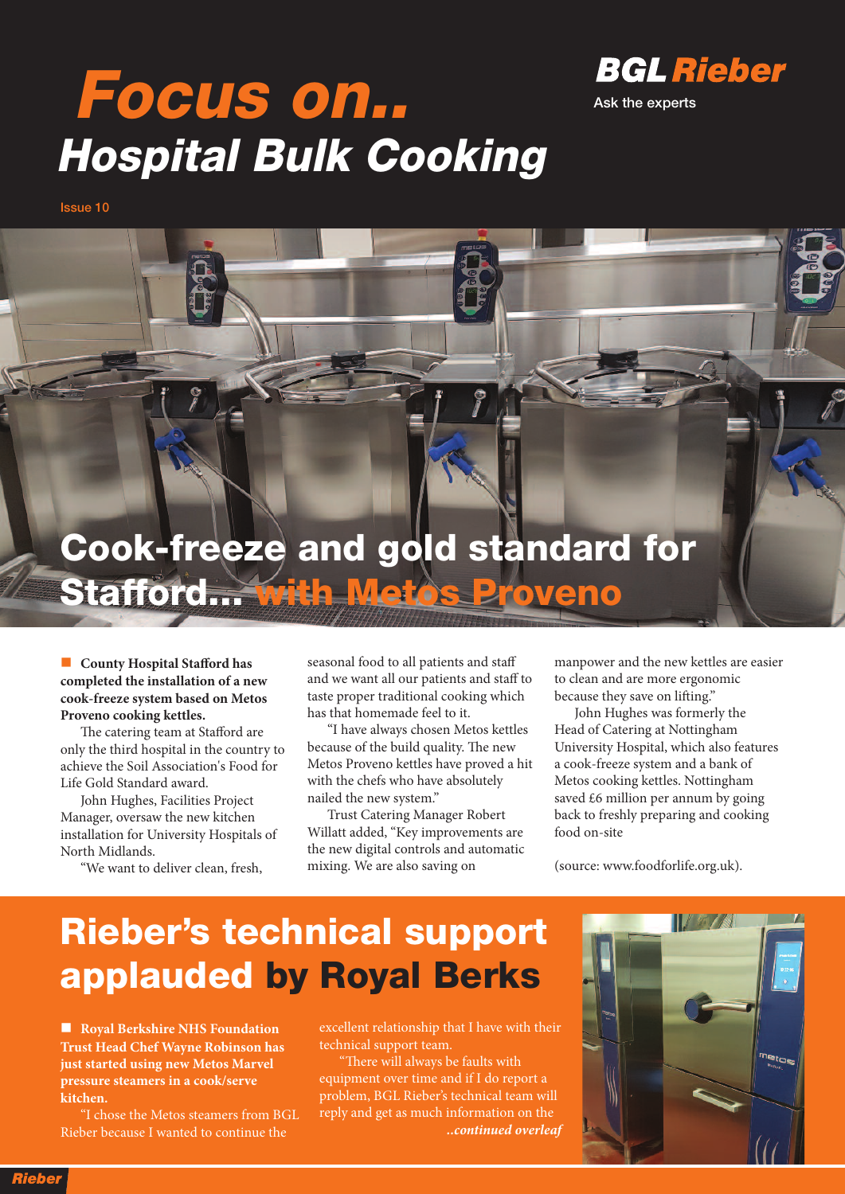# Focus on..

# Hospital Bulk Cooking

**BGL Rieber**

Ask the experts

Issue 10

## Cook-freeze and gold standard for Stafford... with Metos Proveno

**County Hospital Stafford has completed the installation of a new cook-freeze system based on Metos Proveno cooking kettles.**

The catering team at Stafford are only the third hospital in the country to achieve the Soil Association's Food for Life Gold Standard award.

John Hughes, Facilities Project Manager, oversaw the new kitchen installation for University Hospitals of North Midlands.

"We want to deliver clean, fresh, seasonal food to all patients and staff and we want all our patients and staff to taste proper traditional cooking which has that homemade feel to it.

"I have always chosen Metos kettles because of the build quality. The new Metos Proveno kettles have proved a hit with the chefs who have absolutely nailed the new system."

Trust Catering Manager Robert Willatt added, "Key improvements are the new digital controls and automatic mixing. We are also saving on manpower and the new kettles are easier to clean and are more ergonomic because they save on lifting."

John Hughes was formerly the Head of Catering at Nottingham University Hospital, which also features a cook-freeze system and a bank of Metos cooking kettles. Nottingham saved £6 million per annum by going back to freshly preparing and cooking food on-site

(source: www.foodforlife.org.uk).

## Rieber's technical support applauded by Royal Berks

**Royal Berkshire NHS Foundation Trust Head Chef Wayne Robinson has just started using new Metos Marvel pressure steamers in a cook/serve kitchen.**

"I chose the Metos steamers from BGL Rieber because I wanted to continue the excellent relationship that I have with their technical support team.

"There will always be faults with equipment over time and if I do report a problem, BGL Rieber's technical team will reply and get as much information on the

*..continued overleaf*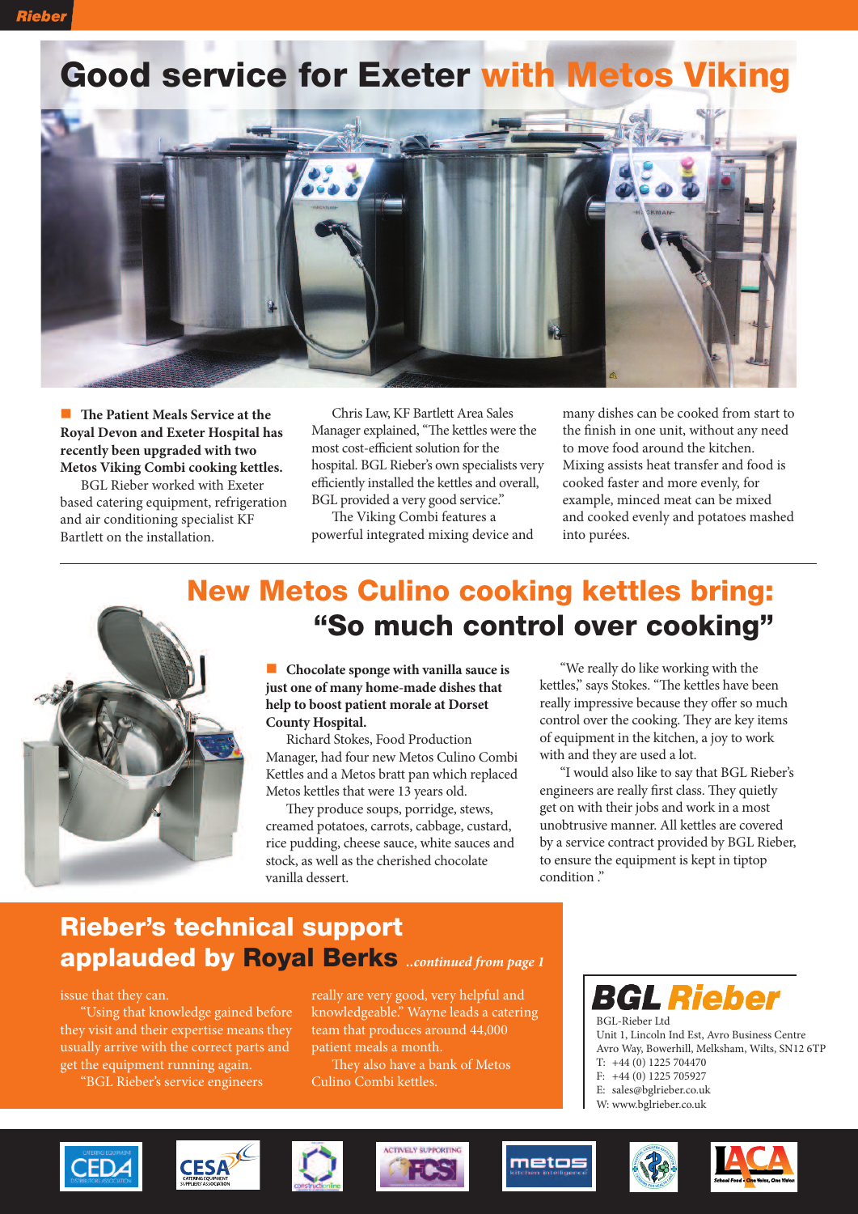# Good service for Exeter with Metos Viking

**The Patient Meals Service at the Royal Devon and Exeter Hospital has recently been upgraded with two Metos Viking Combi cooking kettles.**

BGL Rieber worked with Exeter based catering equipment, refrigeration and air conditioning specialist KF Bartlett on the installation.

Chris Law, KF Bartlett Area Sales Manager explained, "The kettles were the most cost-efficient solution for the hospital. BGL Rieber's own specialists very efficiently installed the kettles and overall, BGL provided a very good service."

The Viking Combi features a powerful integrated mixing device and many dishes can be cooked from start to the finish in one unit, without any need to move food around the kitchen. Mixing assists heat transfer and food is cooked faster and more evenly, for example, minced meat can be mixed and cooked evenly and potatoes mashed into purées.

# New Metos Culino cooking kettles bring: "So much control over cooking"

**Chocolate sponge with vanilla sauce is just one of many home-made dishes that help to boost patient morale at Dorset County Hospital.**

Richard Stokes, Food Production Manager, had four new Metos Culino Combi Kettles and a Metos bratt pan which replaced Metos kettles that were 13 years old.

They produce soups, porridge, stews, creamed potatoes, carrots, cabbage, custard, rice pudding, cheese sauce, white sauces and stock, as well as the cherished chocolate vanilla dessert.

"We really do like working with the kettles," says Stokes. "The kettles have been really impressive because they offer so much control over the cooking. They are key items of equipment in the kitchen, a joy to work with and they are used a lot.

"I would also like to say that BGL Rieber's engineers are really first class. They quietly get on with their jobs and work in a most unobtrusive manner. All kettles are covered by a service contract provided by BGL Rieber, to ensure the equipment is kept in tiptop condition."

# Rieber's technical support applauded by Royal Berks *...continued from page 1*

issue that they can.

"Using that knowledge gained before they visit and their expertise means they usually arrive with the correct parts and get the equipment running again.

"BGL Rieber's service engineers really are very good, very helpful and knowledgeable." Wayne leads a catering team that produces around 44,000 patient meals a month.

They also have a bank of Metos Culino Combi kettles.

**BGL Rieber**

BGL-Rieber Ltd
Unit 1, Lincoln Ind Est, Avro Business Centre
Avro Way, Bowerhill, Melksham, Wilts, SN12 6TP
T: +44 (0) 1225 704470
F: +44 (0) 1225 705927
E: sales@bglrieber.co.uk
W: www.bglrieber.co.uk